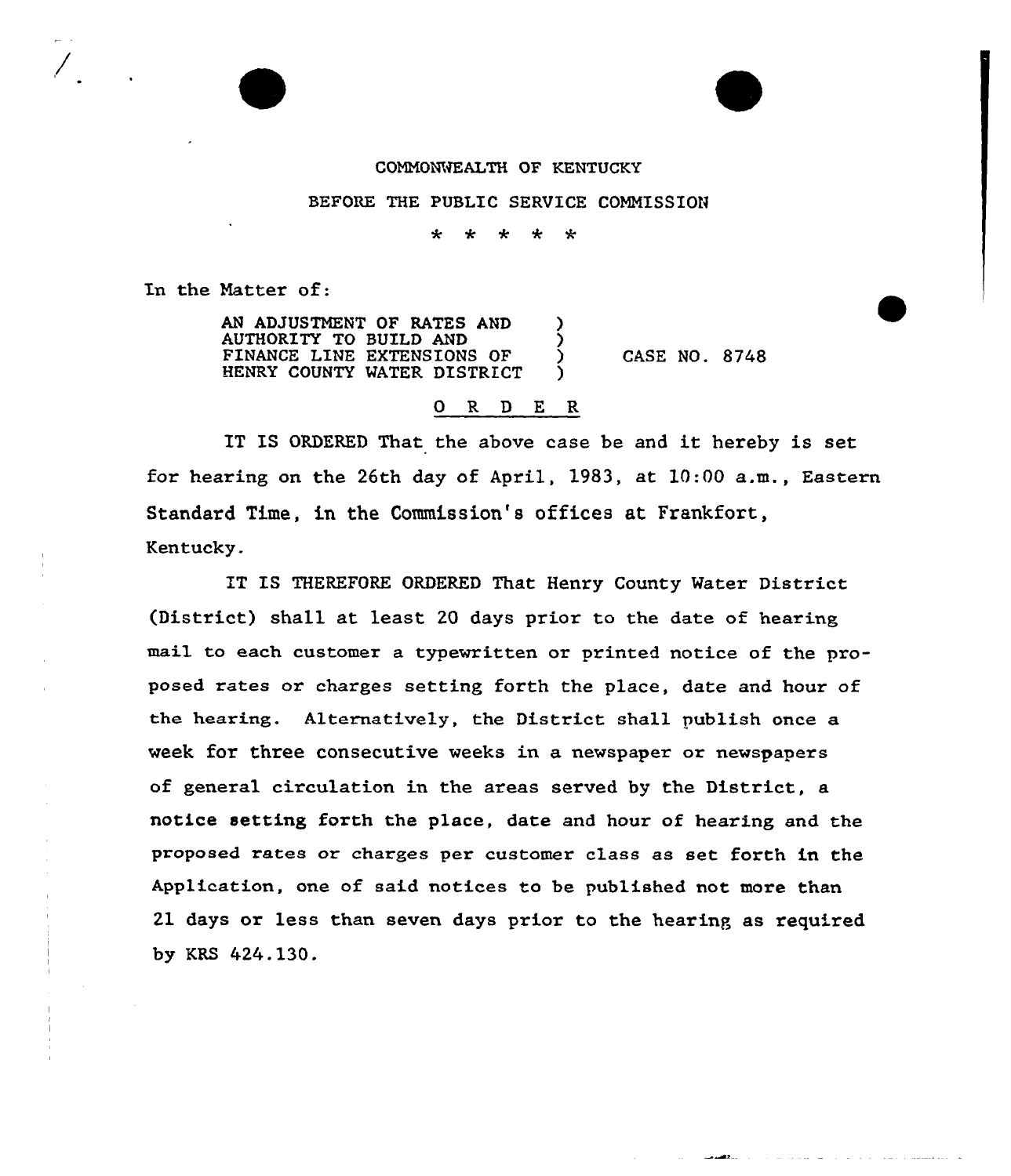COMMONWEALTH OF KENTUCKY

BEFORE THE PUBLIC SERVICE COMMISSION

\* \* \* \* \*

In the Matter of:

AN ADJUSTMENT OF RATES AND AUTHORITY TO BUILD AND FINANCE LINE EXTENSIONS OF HENRY COUNTY WATER DISTRICT ) CASE NO. 8748

## O R D E R

IT IS ORDERED That the above case be and it hereby is set for hearing on the 26th day of April, 1983, at 10:00 a.m., Eastern Standard Time, in the Commission's offices at Frankfort, Kentucky.

IT IS THEREFORE ORDERED That Henry County Water District (District) shall at least 20 days prior to the date of hearing mail to each customer a typewritten or printed notice of the proposed rates or charges setting forth the place, date and hour of the hearing. Alternatively, the District shall publish once a week for three consecutive weeks in a newspaper or newspapers of general circulation in the areas served by the District, a notice setting forth the place, date and hour of hearing and the proposed rates or charges per customer class as set forth in the Application, one of said notices to be published not more than 21 days or less than seven days prior to the hearing as required by KRS 424.130.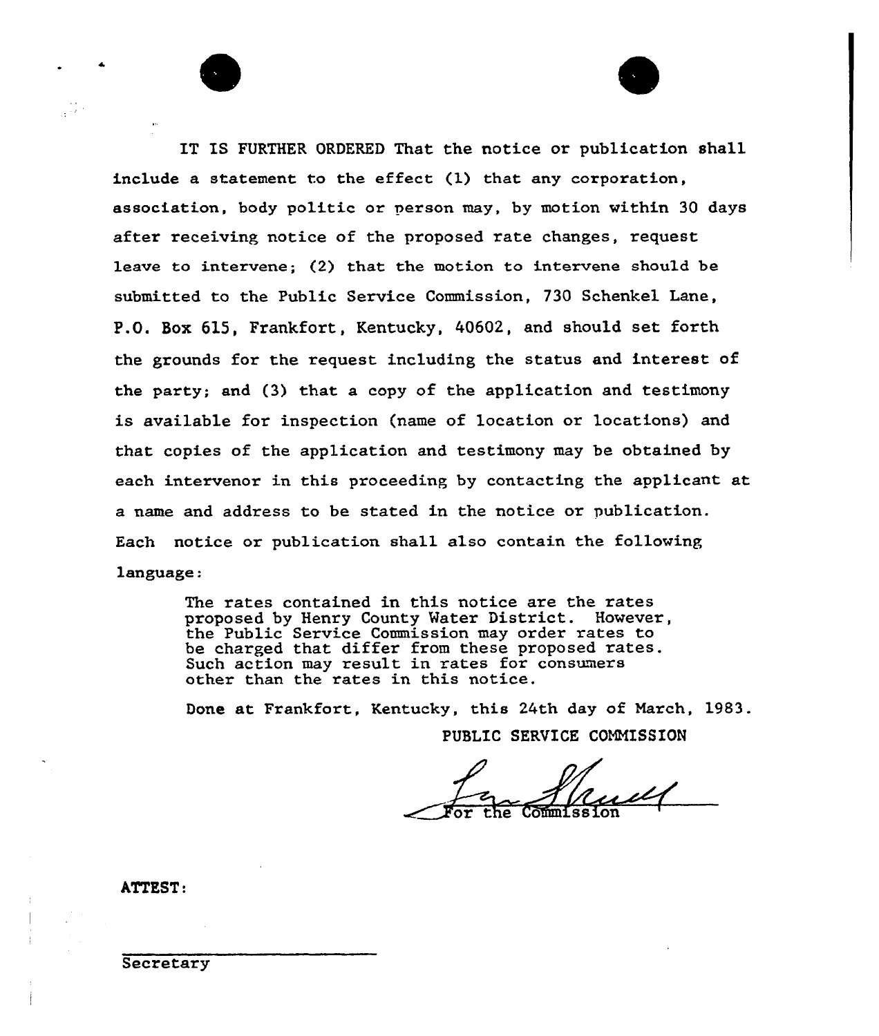IT IS FURTHER ORDERED That the notice or publication shall include a statement to the effect (1) that any corporation, association, body politic or person may, by motion within 30 days after receiving notice of the proposed rate changes, request leave to intervene; (2) that the motion to intervene should be submitted to the Public Service Commission, 730 Schenkel Lane, P.O. Box 615, Frankfort, Kentucky, 40602, and should set forth the grounds for the request including the status and interest of the party; and (3) that a copy of the application and testimony is available for inspection (name of location or locations) and that copies of the application and testimony may be obtained by each intervenor in this proceeding by contacting the applicant at a name and address to be stated in the notice or publication. Each notice or publication shall also contain the following language:

> The rates contained in this notice are the rates proposed by Henry County Water District. However, the Public Service Commission may order rates to be charged that differ from these proposed rates. Such action may result in rates for consumers other than the rates in this notice.

Done at Frankfort, Kentucky, this 24th day of March, 1983.

PUBLIC SERVICE COMMISSION

For the Commission

ATTEST:

Secretary